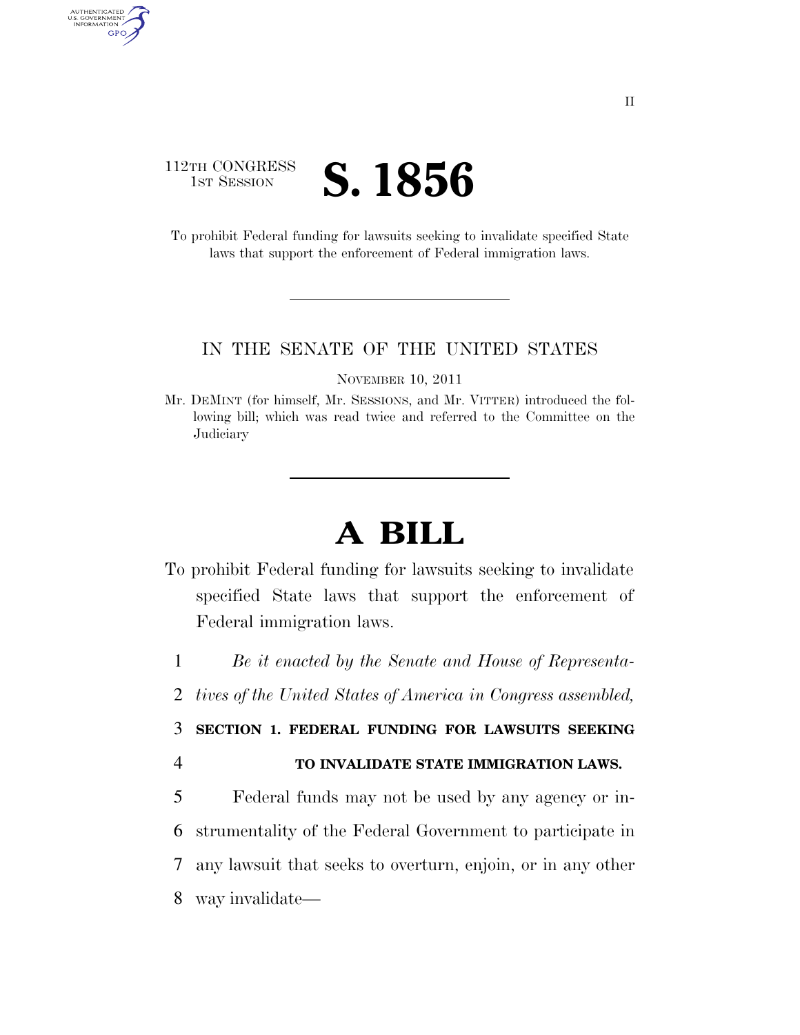112TH CONGRESS
1ST SESSION

# S. 1856

To prohibit Federal funding for lawsuits seeking to invalidate specified State laws that support the enforcement of Federal immigration laws.

IN THE SENATE OF THE UNITED STATES

NOVEMBER 10, 2011

Mr. DEMINT (for himself, Mr. SESSIONS, and Mr. VITTER) introduced the following bill; which was read twice and referred to the Committee on the Judiciary

# A BILL

To prohibit Federal funding for lawsuits seeking to invalidate specified State laws that support the enforcement of Federal immigration laws.

*Be it enacted by the Senate and House of Representatives of the United States of America in Congress assembled,*

**SECTION 1. FEDERAL FUNDING FOR LAWSUITS SEEKING TO INVALIDATE STATE IMMIGRATION LAWS.**

Federal funds may not be used by any agency or instrumentality of the Federal Government to participate in any lawsuit that seeks to overturn, enjoin, or in any other way invalidate—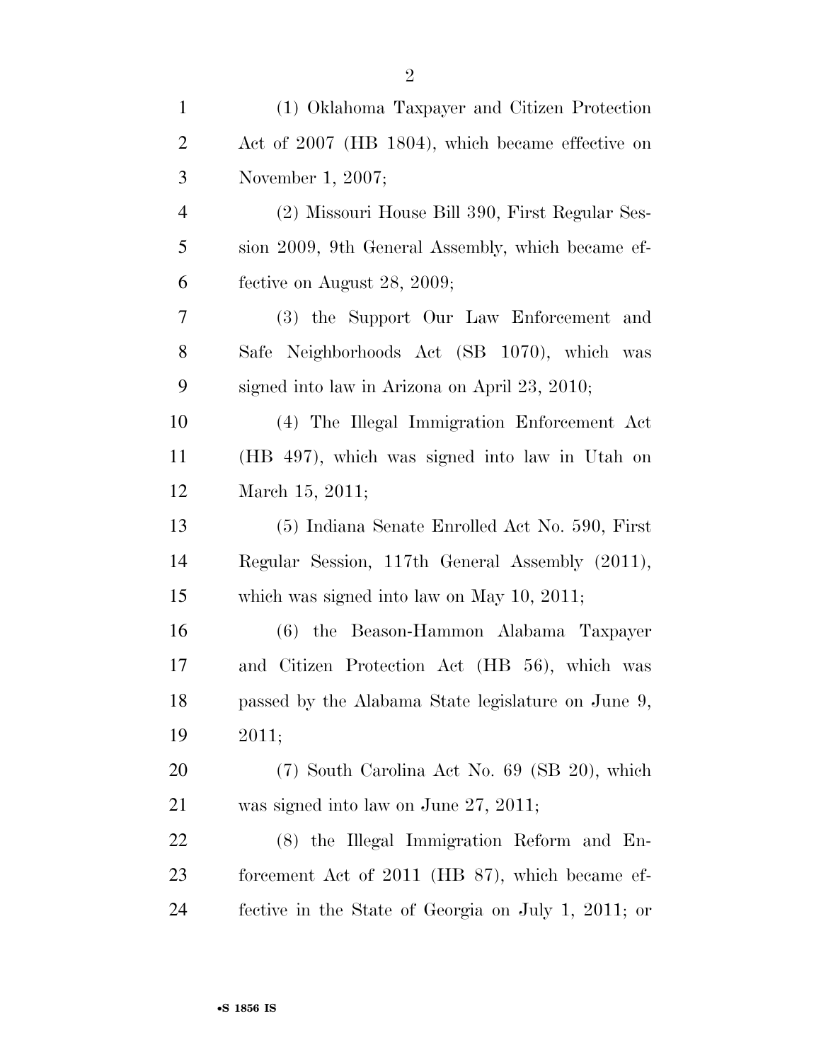(1) Oklahoma Taxpayer and Citizen Protection Act of 2007 (HB 1804), which became effective on November 1, 2007;

(2) Missouri House Bill 390, First Regular Session 2009, 9th General Assembly, which became effective on August 28, 2009;

(3) the Support Our Law Enforcement and Safe Neighborhoods Act (SB 1070), which was signed into law in Arizona on April 23, 2010;

(4) The Illegal Immigration Enforcement Act (HB 497), which was signed into law in Utah on March 15, 2011;

(5) Indiana Senate Enrolled Act No. 590, First Regular Session, 117th General Assembly (2011), which was signed into law on May 10, 2011;

(6) the Beason-Hammon Alabama Taxpayer and Citizen Protection Act (HB 56), which was passed by the Alabama State legislature on June 9, 2011;

(7) South Carolina Act No. 69 (SB 20), which was signed into law on June 27, 2011;

(8) the Illegal Immigration Reform and Enforcement Act of 2011 (HB 87), which became effective in the State of Georgia on July 1, 2011; or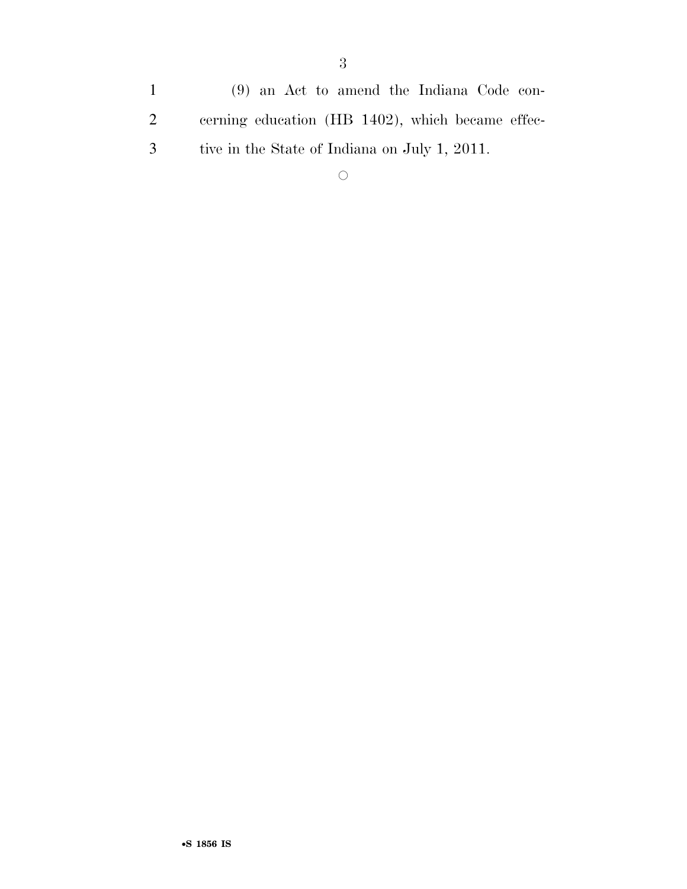(9) an Act to amend the Indiana Code concerning education (HB 1402), which became effective in the State of Indiana on July 1, 2011.

○